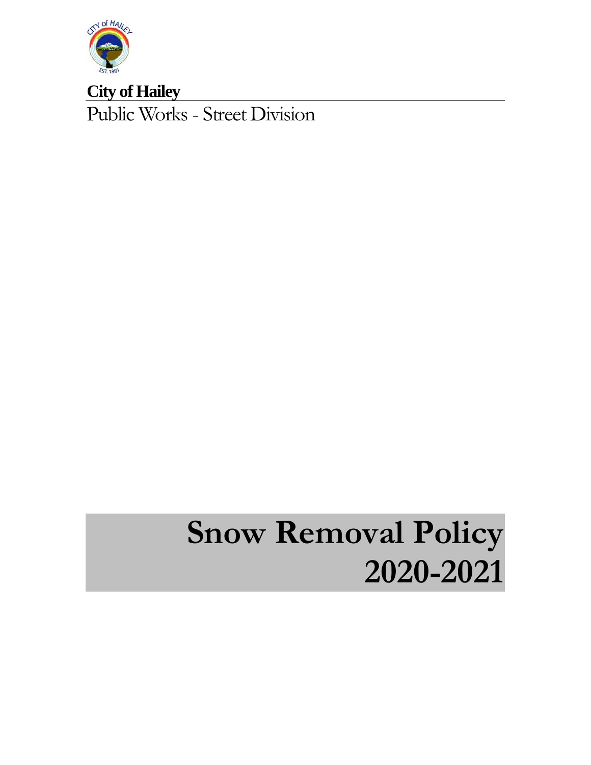**City of Hailey**

Public Works - Street Division

# Snow Removal Policy 2020-2021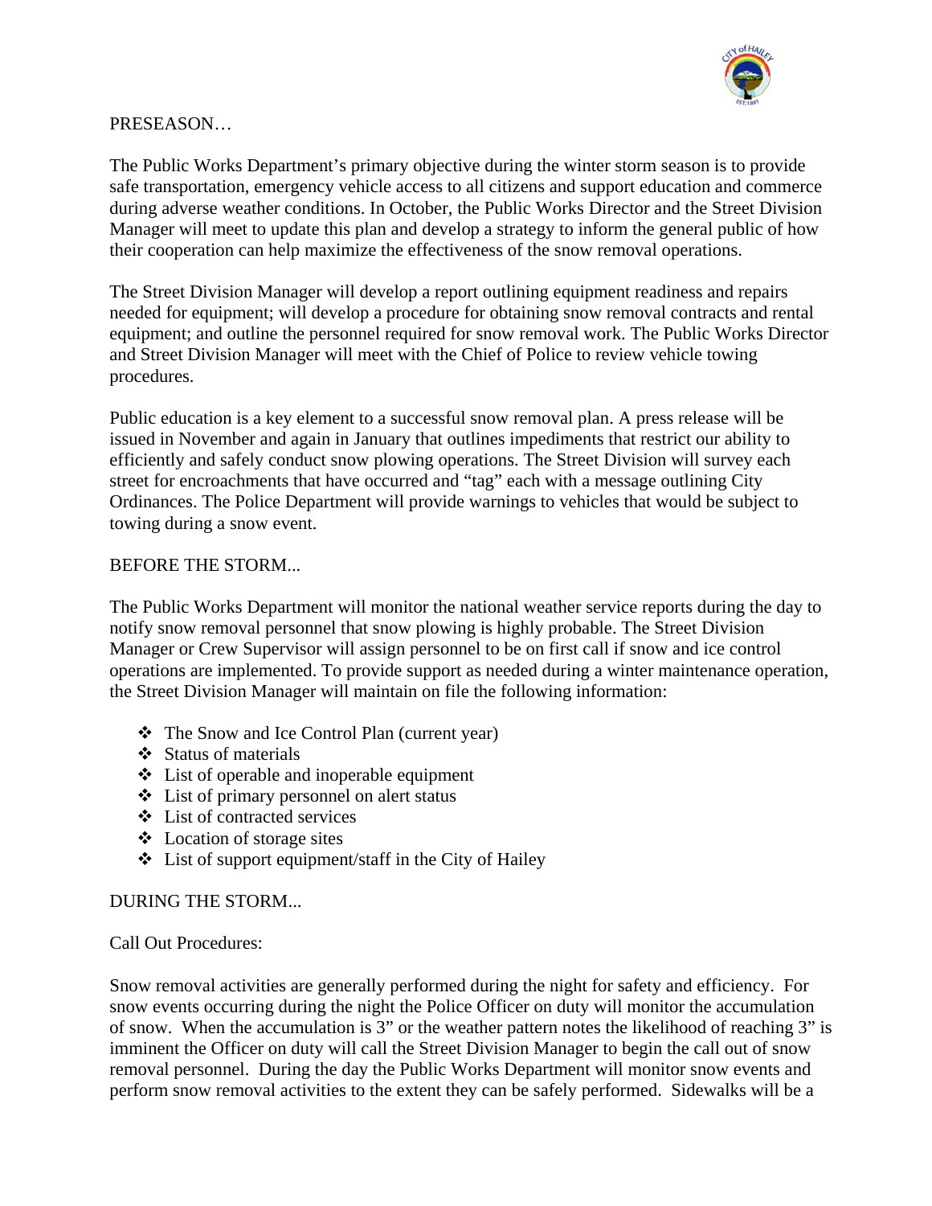PRESEASON…

The Public Works Department's primary objective during the winter storm season is to provide safe transportation, emergency vehicle access to all citizens and support education and commerce during adverse weather conditions. In October, the Public Works Director and the Street Division Manager will meet to update this plan and develop a strategy to inform the general public of how their cooperation can help maximize the effectiveness of the snow removal operations.

The Street Division Manager will develop a report outlining equipment readiness and repairs needed for equipment; will develop a procedure for obtaining snow removal contracts and rental equipment; and outline the personnel required for snow removal work. The Public Works Director and Street Division Manager will meet with the Chief of Police to review vehicle towing procedures.

Public education is a key element to a successful snow removal plan. A press release will be issued in November and again in January that outlines impediments that restrict our ability to efficiently and safely conduct snow plowing operations. The Street Division will survey each street for encroachments that have occurred and "tag" each with a message outlining City Ordinances. The Police Department will provide warnings to vehicles that would be subject to towing during a snow event.

BEFORE THE STORM...

The Public Works Department will monitor the national weather service reports during the day to notify snow removal personnel that snow plowing is highly probable. The Street Division Manager or Crew Supervisor will assign personnel to be on first call if snow and ice control operations are implemented. To provide support as needed during a winter maintenance operation, the Street Division Manager will maintain on file the following information:

- The Snow and Ice Control Plan (current year)
- Status of materials
- List of operable and inoperable equipment
- List of primary personnel on alert status
- List of contracted services
- Location of storage sites
- List of support equipment/staff in the City of Hailey

DURING THE STORM...

Call Out Procedures:

Snow removal activities are generally performed during the night for safety and efficiency. For snow events occurring during the night the Police Officer on duty will monitor the accumulation of snow. When the accumulation is 3" or the weather pattern notes the likelihood of reaching 3" is imminent the Officer on duty will call the Street Division Manager to begin the call out of snow removal personnel. During the day the Public Works Department will monitor snow events and perform snow removal activities to the extent they can be safely performed. Sidewalks will be a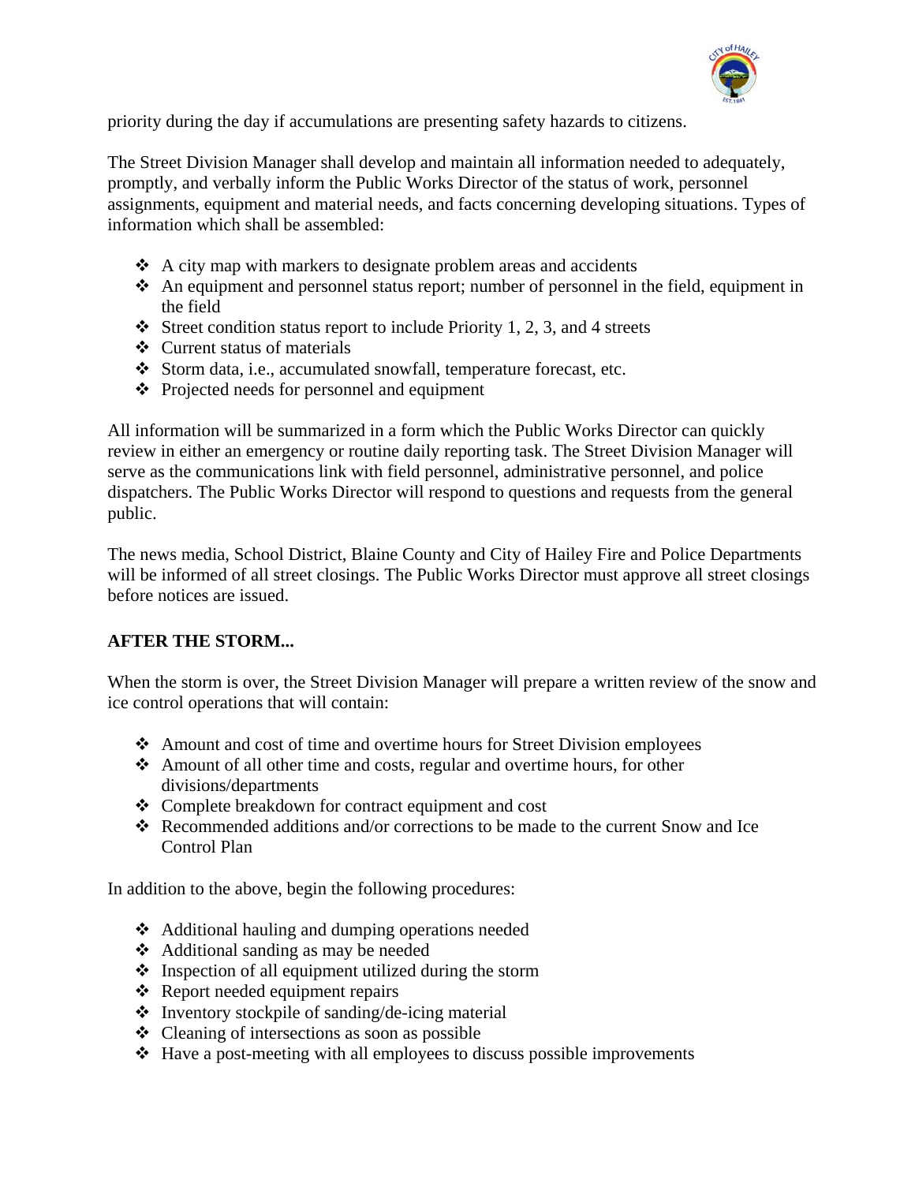priority during the day if accumulations are presenting safety hazards to citizens.

The Street Division Manager shall develop and maintain all information needed to adequately, promptly, and verbally inform the Public Works Director of the status of work, personnel assignments, equipment and material needs, and facts concerning developing situations. Types of information which shall be assembled:

- A city map with markers to designate problem areas and accidents
- An equipment and personnel status report; number of personnel in the field, equipment in the field
- Street condition status report to include Priority 1, 2, 3, and 4 streets
- Current status of materials
- Storm data, i.e., accumulated snowfall, temperature forecast, etc.
- Projected needs for personnel and equipment

All information will be summarized in a form which the Public Works Director can quickly review in either an emergency or routine daily reporting task. The Street Division Manager will serve as the communications link with field personnel, administrative personnel, and police dispatchers. The Public Works Director will respond to questions and requests from the general public.

The news media, School District, Blaine County and City of Hailey Fire and Police Departments will be informed of all street closings. The Public Works Director must approve all street closings before notices are issued.

**AFTER THE STORM...**

When the storm is over, the Street Division Manager will prepare a written review of the snow and ice control operations that will contain:

- Amount and cost of time and overtime hours for Street Division employees
- Amount of all other time and costs, regular and overtime hours, for other divisions/departments
- Complete breakdown for contract equipment and cost
- Recommended additions and/or corrections to be made to the current Snow and Ice Control Plan

In addition to the above, begin the following procedures:

- Additional hauling and dumping operations needed
- Additional sanding as may be needed
- Inspection of all equipment utilized during the storm
- Report needed equipment repairs
- Inventory stockpile of sanding/de-icing material
- Cleaning of intersections as soon as possible
- Have a post-meeting with all employees to discuss possible improvements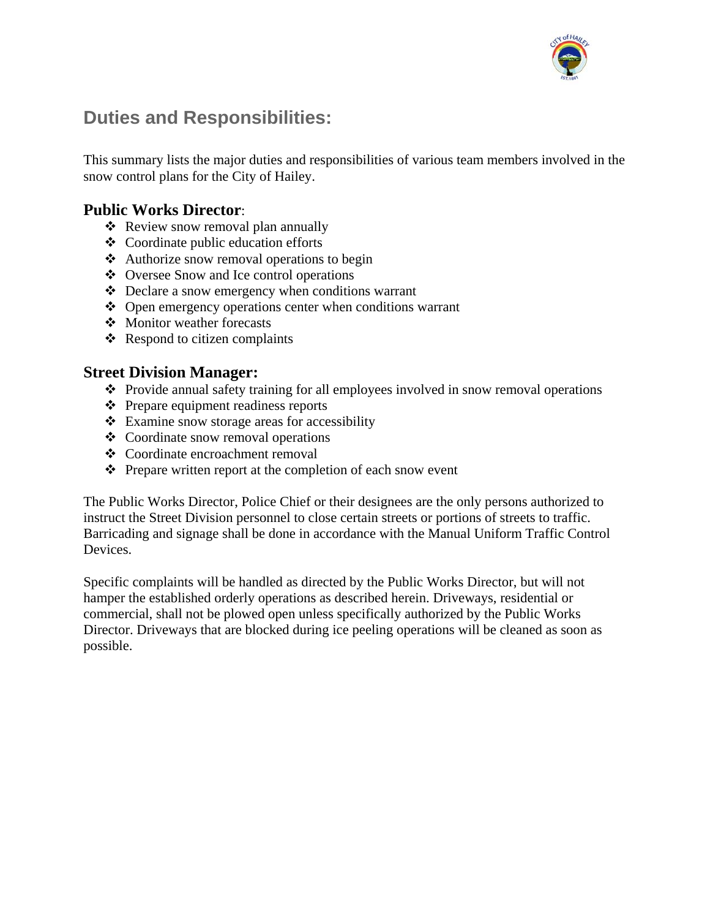## Duties and Responsibilities:

This summary lists the major duties and responsibilities of various team members involved in the snow control plans for the City of Hailey.

### Public Works Director:

- Review snow removal plan annually
- Coordinate public education efforts
- Authorize snow removal operations to begin
- Oversee Snow and Ice control operations
- Declare a snow emergency when conditions warrant
- Open emergency operations center when conditions warrant
- Monitor weather forecasts
- Respond to citizen complaints

### Street Division Manager:

- Provide annual safety training for all employees involved in snow removal operations
- Prepare equipment readiness reports
- Examine snow storage areas for accessibility
- Coordinate snow removal operations
- Coordinate encroachment removal
- Prepare written report at the completion of each snow event

The Public Works Director, Police Chief or their designees are the only persons authorized to instruct the Street Division personnel to close certain streets or portions of streets to traffic. Barricading and signage shall be done in accordance with the Manual Uniform Traffic Control Devices.

Specific complaints will be handled as directed by the Public Works Director, but will not hamper the established orderly operations as described herein. Driveways, residential or commercial, shall not be plowed open unless specifically authorized by the Public Works Director. Driveways that are blocked during ice peeling operations will be cleaned as soon as possible.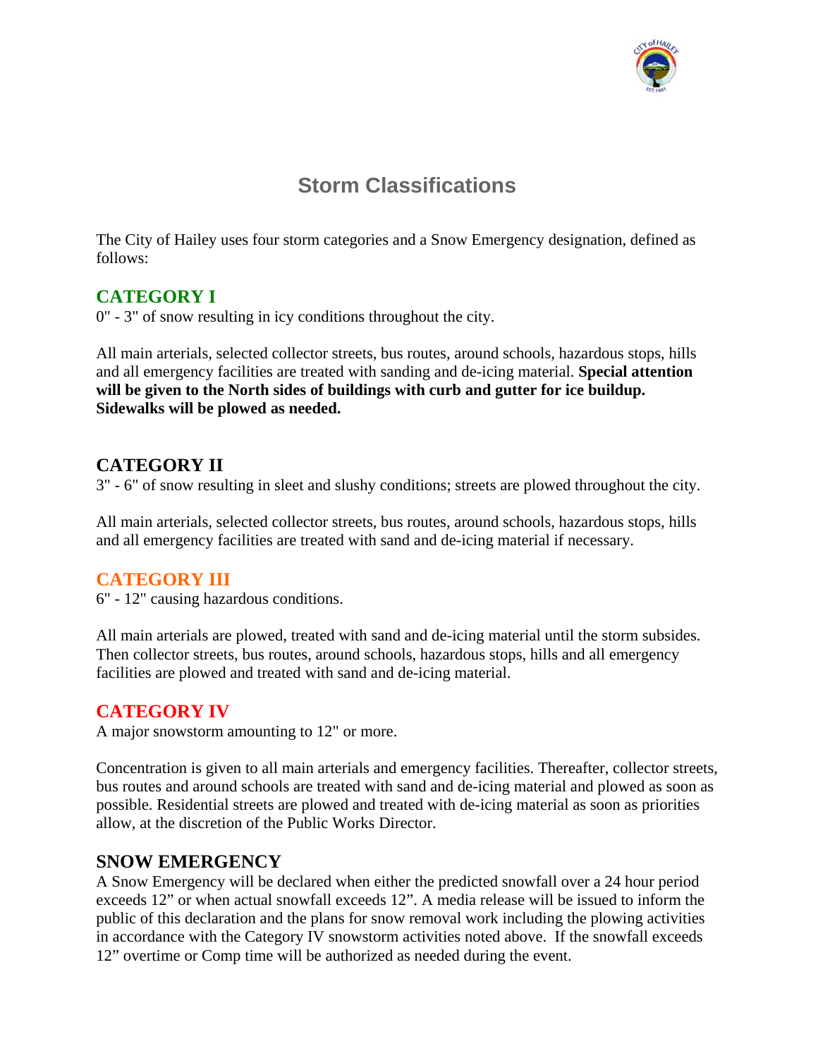# Storm Classifications

The City of Hailey uses four storm categories and a Snow Emergency designation, defined as follows:

## CATEGORY I

0" - 3" of snow resulting in icy conditions throughout the city.

All main arterials, selected collector streets, bus routes, around schools, hazardous stops, hills and all emergency facilities are treated with sanding and de-icing material. **Special attention will be given to the North sides of buildings with curb and gutter for ice buildup. Sidewalks will be plowed as needed.**

## CATEGORY II

3" - 6" of snow resulting in sleet and slushy conditions; streets are plowed throughout the city.

All main arterials, selected collector streets, bus routes, around schools, hazardous stops, hills and all emergency facilities are treated with sand and de-icing material if necessary.

## CATEGORY III

6" - 12" causing hazardous conditions.

All main arterials are plowed, treated with sand and de-icing material until the storm subsides. Then collector streets, bus routes, around schools, hazardous stops, hills and all emergency facilities are plowed and treated with sand and de-icing material.

## CATEGORY IV

A major snowstorm amounting to 12" or more.

Concentration is given to all main arterials and emergency facilities. Thereafter, collector streets, bus routes and around schools are treated with sand and de-icing material and plowed as soon as possible. Residential streets are plowed and treated with de-icing material as soon as priorities allow, at the discretion of the Public Works Director.

## SNOW EMERGENCY

A Snow Emergency will be declared when either the predicted snowfall over a 24 hour period exceeds 12" or when actual snowfall exceeds 12". A media release will be issued to inform the public of this declaration and the plans for snow removal work including the plowing activities in accordance with the Category IV snowstorm activities noted above. If the snowfall exceeds 12" overtime or Comp time will be authorized as needed during the event.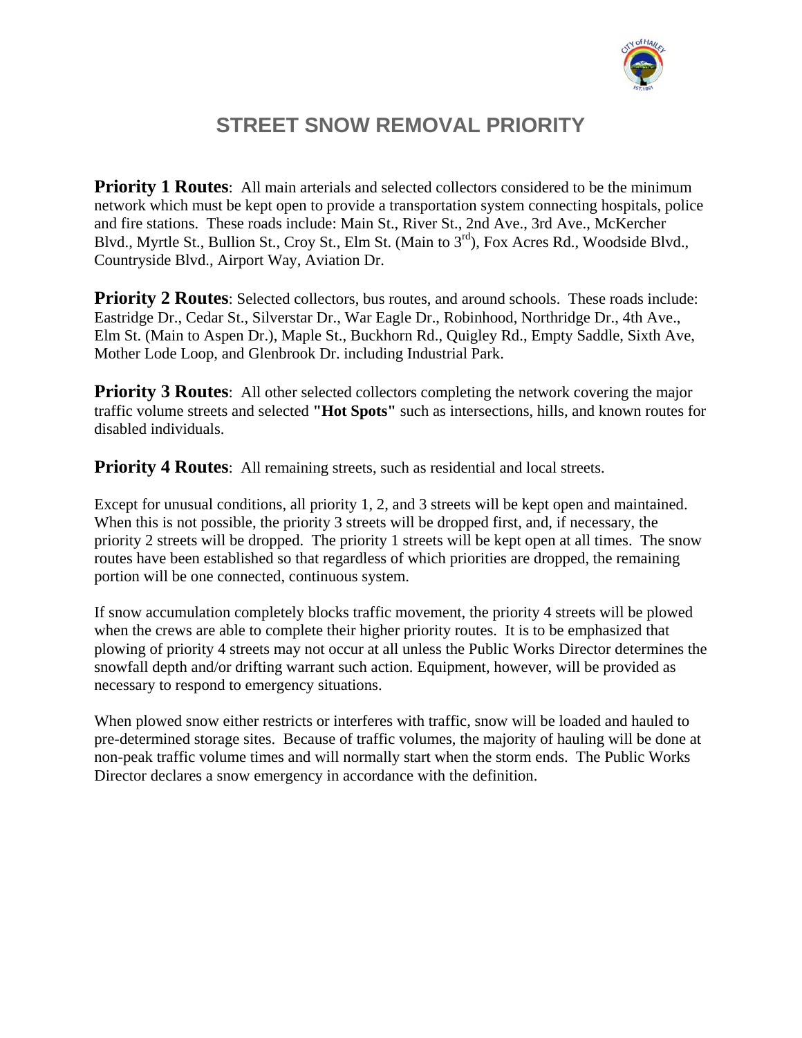# STREET SNOW REMOVAL PRIORITY

**Priority 1 Routes**: All main arterials and selected collectors considered to be the minimum network which must be kept open to provide a transportation system connecting hospitals, police and fire stations. These roads include: Main St., River St., 2nd Ave., 3rd Ave., McKercher Blvd., Myrtle St., Bullion St., Croy St., Elm St. (Main to 3rd), Fox Acres Rd., Woodside Blvd., Countryside Blvd., Airport Way, Aviation Dr.

**Priority 2 Routes**: Selected collectors, bus routes, and around schools. These roads include: Eastridge Dr., Cedar St., Silverstar Dr., War Eagle Dr., Robinhood, Northridge Dr., 4th Ave., Elm St. (Main to Aspen Dr.), Maple St., Buckhorn Rd., Quigley Rd., Empty Saddle, Sixth Ave, Mother Lode Loop, and Glenbrook Dr. including Industrial Park.

**Priority 3 Routes**: All other selected collectors completing the network covering the major traffic volume streets and selected **"Hot Spots"** such as intersections, hills, and known routes for disabled individuals.

**Priority 4 Routes**: All remaining streets, such as residential and local streets.

Except for unusual conditions, all priority 1, 2, and 3 streets will be kept open and maintained. When this is not possible, the priority 3 streets will be dropped first, and, if necessary, the priority 2 streets will be dropped. The priority 1 streets will be kept open at all times. The snow routes have been established so that regardless of which priorities are dropped, the remaining portion will be one connected, continuous system.

If snow accumulation completely blocks traffic movement, the priority 4 streets will be plowed when the crews are able to complete their higher priority routes. It is to be emphasized that plowing of priority 4 streets may not occur at all unless the Public Works Director determines the snowfall depth and/or drifting warrant such action. Equipment, however, will be provided as necessary to respond to emergency situations.

When plowed snow either restricts or interferes with traffic, snow will be loaded and hauled to pre-determined storage sites. Because of traffic volumes, the majority of hauling will be done at non-peak traffic volume times and will normally start when the storm ends. The Public Works Director declares a snow emergency in accordance with the definition.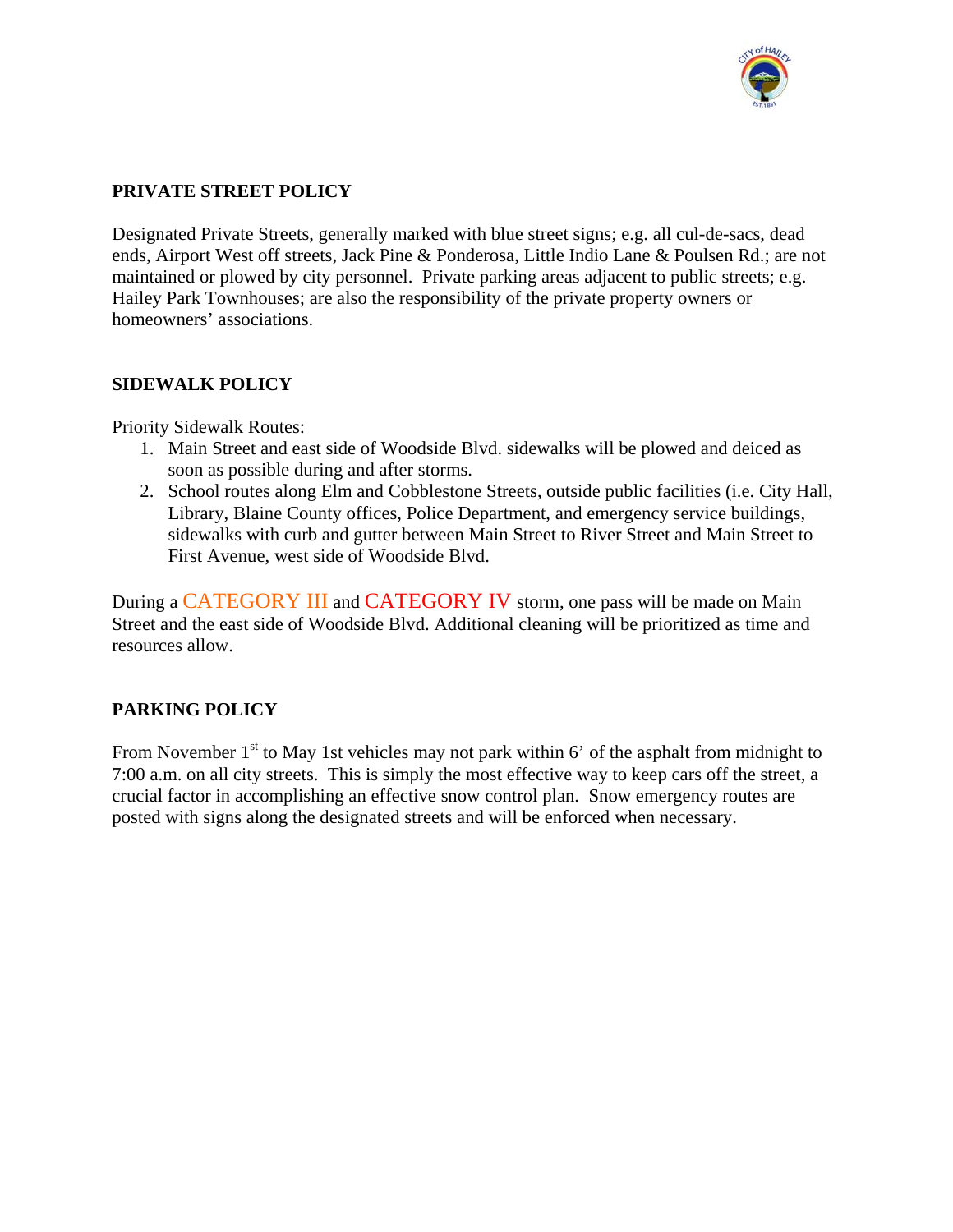## PRIVATE STREET POLICY

Designated Private Streets, generally marked with blue street signs; e.g. all cul-de-sacs, dead ends, Airport West off streets, Jack Pine & Ponderosa, Little Indio Lane & Poulsen Rd.; are not maintained or plowed by city personnel. Private parking areas adjacent to public streets; e.g. Hailey Park Townhouses; are also the responsibility of the private property owners or homeowners' associations.

## SIDEWALK POLICY

Priority Sidewalk Routes:

1. Main Street and east side of Woodside Blvd. sidewalks will be plowed and deiced as soon as possible during and after storms.
2. School routes along Elm and Cobblestone Streets, outside public facilities (i.e. City Hall, Library, Blaine County offices, Police Department, and emergency service buildings, sidewalks with curb and gutter between Main Street to River Street and Main Street to First Avenue, west side of Woodside Blvd.

During a CATEGORY III and CATEGORY IV storm, one pass will be made on Main Street and the east side of Woodside Blvd. Additional cleaning will be prioritized as time and resources allow.

## PARKING POLICY

From November 1st to May 1st vehicles may not park within 6' of the asphalt from midnight to 7:00 a.m. on all city streets. This is simply the most effective way to keep cars off the street, a crucial factor in accomplishing an effective snow control plan. Snow emergency routes are posted with signs along the designated streets and will be enforced when necessary.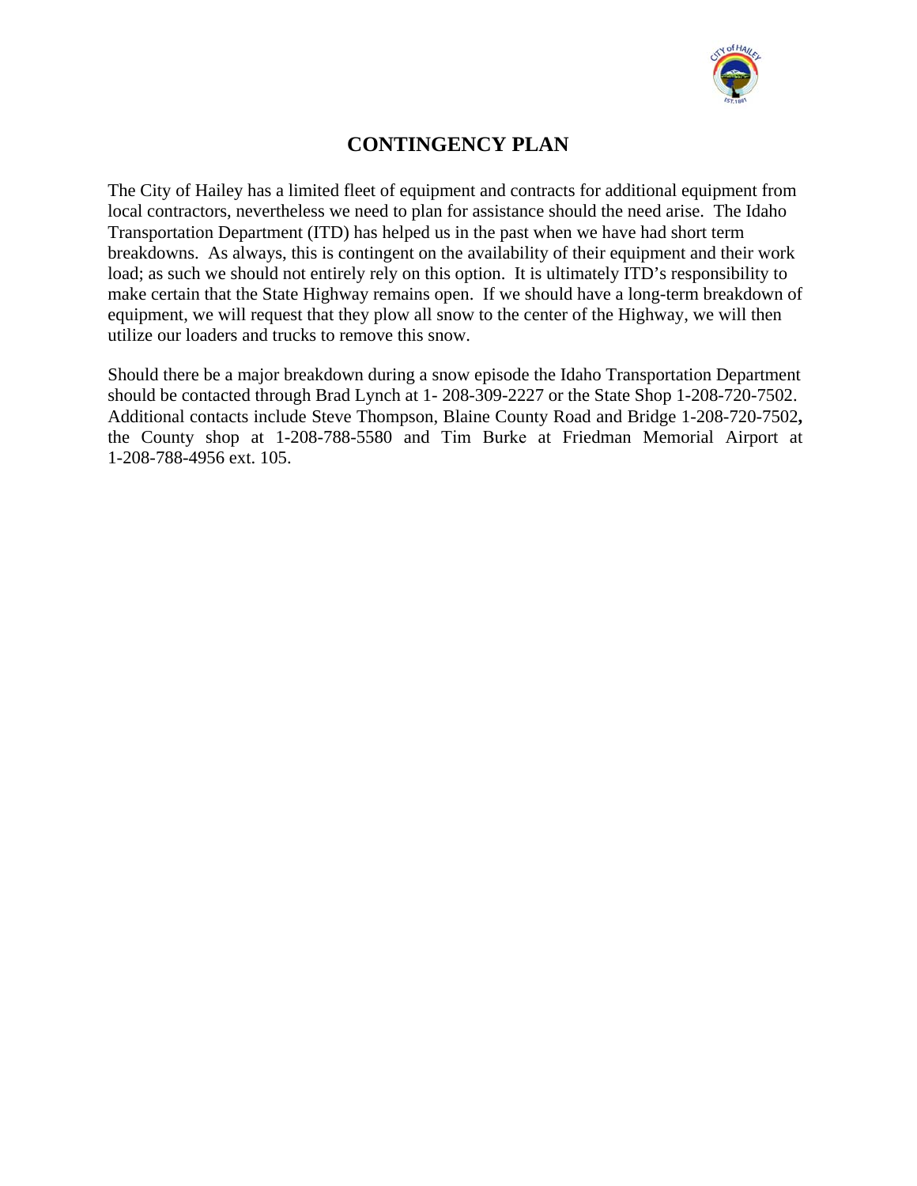# CONTINGENCY PLAN

The City of Hailey has a limited fleet of equipment and contracts for additional equipment from local contractors, nevertheless we need to plan for assistance should the need arise. The Idaho Transportation Department (ITD) has helped us in the past when we have had short term breakdowns. As always, this is contingent on the availability of their equipment and their work load; as such we should not entirely rely on this option. It is ultimately ITD's responsibility to make certain that the State Highway remains open. If we should have a long-term breakdown of equipment, we will request that they plow all snow to the center of the Highway, we will then utilize our loaders and trucks to remove this snow.

Should there be a major breakdown during a snow episode the Idaho Transportation Department should be contacted through Brad Lynch at 1- 208-309-2227 or the State Shop 1-208-720-7502. Additional contacts include Steve Thompson, Blaine County Road and Bridge 1-208-720-7502**,** the County shop at 1-208-788-5580 and Tim Burke at Friedman Memorial Airport at 1-208-788-4956 ext. 105.